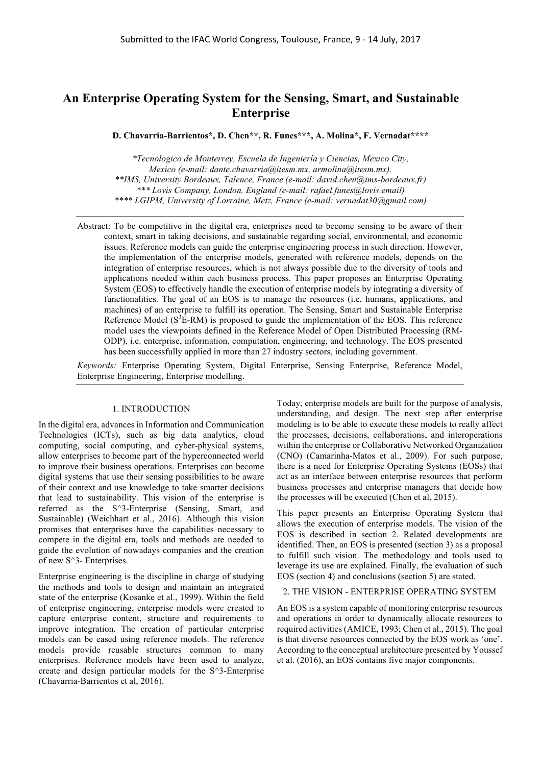Submitted to the IFAC World Congress, Toulouse, France, 9 - 14 July, 2017

# An Enterprise Operating System for the Sensing, Smart, and Sustainable Enterprise

**D. Chavarria-Barrientos\*, D. Chen\*\*, R. Funes\*\*\*, A. Molina\*, F. Vernadat\*\*\*\***

*\*Tecnologico de Monterrey, Escuela de Ingeniería y Ciencias, Mexico City, Mexico (e-mail: dante.chavarria@itesm.mx, armolina@itesm.mx).*
*\*\*IMS, University Bordeaux, Talence, France (e-mail: david.chen@ims-bordeaux.fr)*
*\*\*\* Lovis Company, London, England (e-mail: rafael.funes@lovis.email)*
*\*\*\*\* LGIPM, University of Lorraine, Metz, France (e-mail: vernadat30@gmail.com)*

Abstract: To be competitive in the digital era, enterprises need to become sensing to be aware of their context, smart in taking decisions, and sustainable regarding social, environmental, and economic issues. Reference models can guide the enterprise engineering process in such direction. However, the implementation of the enterprise models, generated with reference models, depends on the integration of enterprise resources, which is not always possible due to the diversity of tools and applications needed within each business process. This paper proposes an Enterprise Operating System (EOS) to effectively handle the execution of enterprise models by integrating a diversity of functionalities. The goal of an EOS is to manage the resources (i.e. humans, applications, and machines) of an enterprise to fulfill its operation. The Sensing, Smart and Sustainable Enterprise Reference Model ($S^3$E-RM) is proposed to guide the implementation of the EOS. This reference model uses the viewpoints defined in the Reference Model of Open Distributed Processing (RM-ODP), i.e. enterprise, information, computation, engineering, and technology. The EOS presented has been successfully applied in more than 27 industry sectors, including government.

*Keywords:* Enterprise Operating System, Digital Enterprise, Sensing Enterprise, Reference Model, Enterprise Engineering, Enterprise modelling.

## 1. INTRODUCTION

In the digital era, advances in Information and Communication Technologies (ICTs), such as big data analytics, cloud computing, social computing, and cyber-physical systems, allow enterprises to become part of the hyperconnected world to improve their business operations. Enterprises can become digital systems that use their sensing possibilities to be aware of their context and use knowledge to take smarter decisions that lead to sustainability. This vision of the enterprise is referred as the S^3-Enterprise (Sensing, Smart, and Sustainable) (Weichhart et al., 2016). Although this vision promises that enterprises have the capabilities necessary to compete in the digital era, tools and methods are needed to guide the evolution of nowadays companies and the creation of new S^3- Enterprises.

Enterprise engineering is the discipline in charge of studying the methods and tools to design and maintain an integrated state of the enterprise (Kosanke et al., 1999). Within the field of enterprise engineering, enterprise models were created to capture enterprise content, structure and requirements to improve integration. The creation of particular enterprise models can be eased using reference models. The reference models provide reusable structures common to many enterprises. Reference models have been used to analyze, create and design particular models for the S^3-Enterprise (Chavarria-Barrientos et al, 2016).

Today, enterprise models are built for the purpose of analysis, understanding, and design. The next step after enterprise modeling is to be able to execute these models to really affect the processes, decisions, collaborations, and interoperations within the enterprise or Collaborative Networked Organization (CNO) (Camarinha-Matos et al., 2009). For such purpose, there is a need for Enterprise Operating Systems (EOSs) that act as an interface between enterprise resources that perform business processes and enterprise managers that decide how the processes will be executed (Chen et al, 2015).

This paper presents an Enterprise Operating System that allows the execution of enterprise models. The vision of the EOS is described in section 2. Related developments are identified. Then, an EOS is presented (section 3) as a proposal to fulfill such vision. The methodology and tools used to leverage its use are explained. Finally, the evaluation of such EOS (section 4) and conclusions (section 5) are stated.

## 2. THE VISION - ENTERPRISE OPERATING SYSTEM

An EOS is a system capable of monitoring enterprise resources and operations in order to dynamically allocate resources to required activities (AMICE, 1993; Chen et al., 2015). The goal is that diverse resources connected by the EOS work as 'one'. According to the conceptual architecture presented by Youssef et al. (2016), an EOS contains five major components.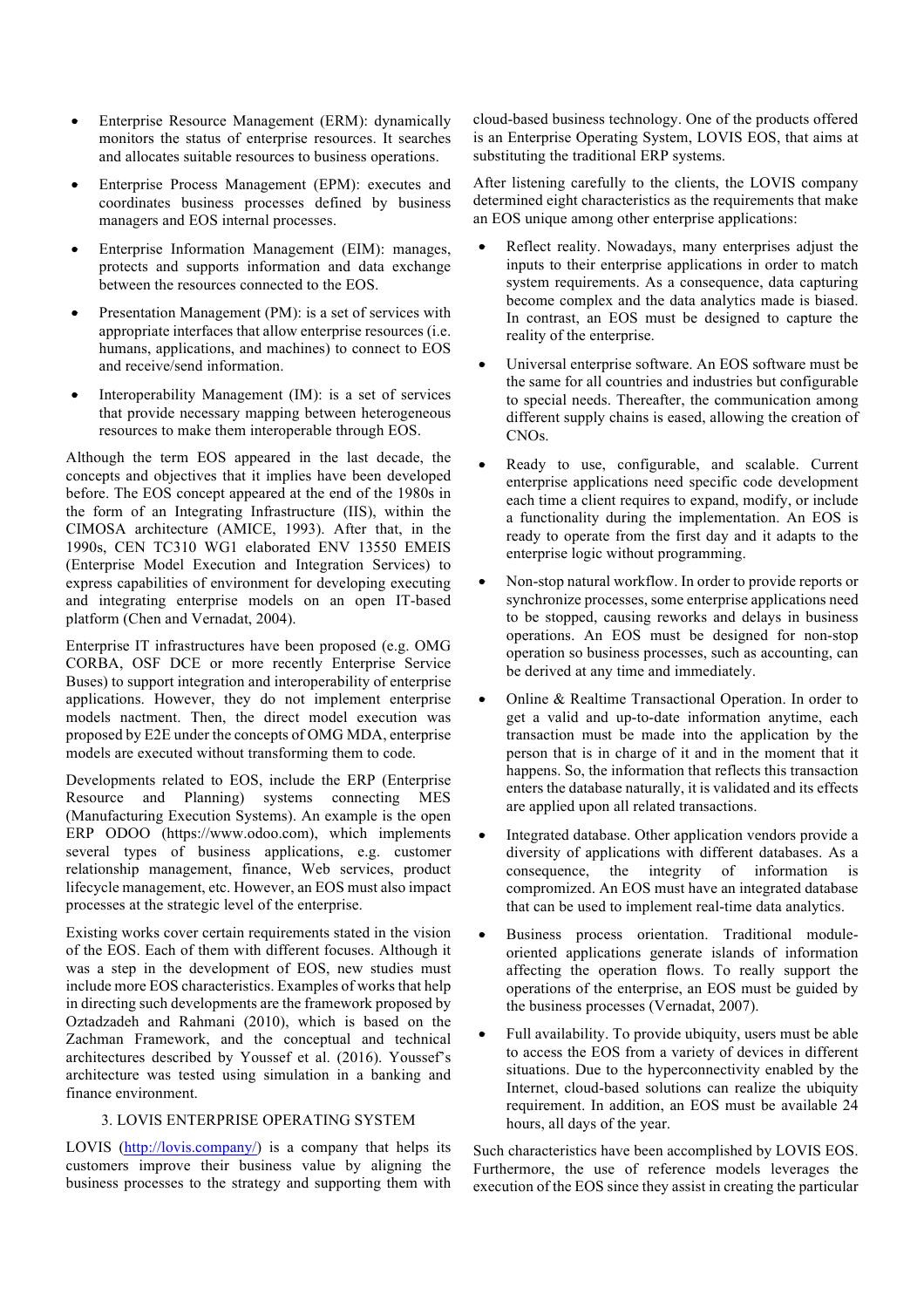- Enterprise Resource Management (ERM): dynamically monitors the status of enterprise resources. It searches and allocates suitable resources to business operations.
- Enterprise Process Management (EPM): executes and coordinates business processes defined by business managers and EOS internal processes.
- Enterprise Information Management (EIM): manages, protects and supports information and data exchange between the resources connected to the EOS.
- Presentation Management (PM): is a set of services with appropriate interfaces that allow enterprise resources (i.e. humans, applications, and machines) to connect to EOS and receive/send information.
- Interoperability Management (IM): is a set of services that provide necessary mapping between heterogeneous resources to make them interoperable through EOS.

Although the term EOS appeared in the last decade, the concepts and objectives that it implies have been developed before. The EOS concept appeared at the end of the 1980s in the form of an Integrating Infrastructure (IIS), within the CIMOSA architecture (AMICE, 1993). After that, in the 1990s, CEN TC310 WG1 elaborated ENV 13550 EMEIS (Enterprise Model Execution and Integration Services) to express capabilities of environment for developing executing and integrating enterprise models on an open IT-based platform (Chen and Vernadat, 2004).

Enterprise IT infrastructures have been proposed (e.g. OMG CORBA, OSF DCE or more recently Enterprise Service Buses) to support integration and interoperability of enterprise applications. However, they do not implement enterprise models nactment. Then, the direct model execution was proposed by E2E under the concepts of OMG MDA, enterprise models are executed without transforming them to code.

Developments related to EOS, include the ERP (Enterprise Resource and Planning) systems connecting MES (Manufacturing Execution Systems). An example is the open ERP ODOO (https://www.odoo.com), which implements several types of business applications, e.g. customer relationship management, finance, Web services, product lifecycle management, etc. However, an EOS must also impact processes at the strategic level of the enterprise.

Existing works cover certain requirements stated in the vision of the EOS. Each of them with different focuses. Although it was a step in the development of EOS, new studies must include more EOS characteristics. Examples of works that help in directing such developments are the framework proposed by Oztadzadeh and Rahmani (2010), which is based on the Zachman Framework, and the conceptual and technical architectures described by Youssef et al. (2016). Youssef's architecture was tested using simulation in a banking and finance environment.

## 3. LOVIS ENTERPRISE OPERATING SYSTEM

LOVIS (http://lovis.company/) is a company that helps its customers improve their business value by aligning the business processes to the strategy and supporting them with cloud-based business technology. One of the products offered is an Enterprise Operating System, LOVIS EOS, that aims at substituting the traditional ERP systems.

After listening carefully to the clients, the LOVIS company determined eight characteristics as the requirements that make an EOS unique among other enterprise applications:

- Reflect reality. Nowadays, many enterprises adjust the inputs to their enterprise applications in order to match system requirements. As a consequence, data capturing become complex and the data analytics made is biased. In contrast, an EOS must be designed to capture the reality of the enterprise.
- Universal enterprise software. An EOS software must be the same for all countries and industries but configurable to special needs. Thereafter, the communication among different supply chains is eased, allowing the creation of CNOs.
- Ready to use, configurable, and scalable. Current enterprise applications need specific code development each time a client requires to expand, modify, or include a functionality during the implementation. An EOS is ready to operate from the first day and it adapts to the enterprise logic without programming.
- Non-stop natural workflow. In order to provide reports or synchronize processes, some enterprise applications need to be stopped, causing reworks and delays in business operations. An EOS must be designed for non-stop operation so business processes, such as accounting, can be derived at any time and immediately.
- Online & Realtime Transactional Operation. In order to get a valid and up-to-date information anytime, each transaction must be made into the application by the person that is in charge of it and in the moment that it happens. So, the information that reflects this transaction enters the database naturally, it is validated and its effects are applied upon all related transactions.
- Integrated database. Other application vendors provide a diversity of applications with different databases. As a consequence, the integrity of information is compromized. An EOS must have an integrated database that can be used to implement real-time data analytics.
- Business process orientation. Traditional module-oriented applications generate islands of information affecting the operation flows. To really support the operations of the enterprise, an EOS must be guided by the business processes (Vernadat, 2007).
- Full availability. To provide ubiquity, users must be able to access the EOS from a variety of devices in different situations. Due to the hyperconnectivity enabled by the Internet, cloud-based solutions can realize the ubiquity requirement. In addition, an EOS must be available 24 hours, all days of the year.

Such characteristics have been accomplished by LOVIS EOS. Furthermore, the use of reference models leverages the execution of the EOS since they assist in creating the particular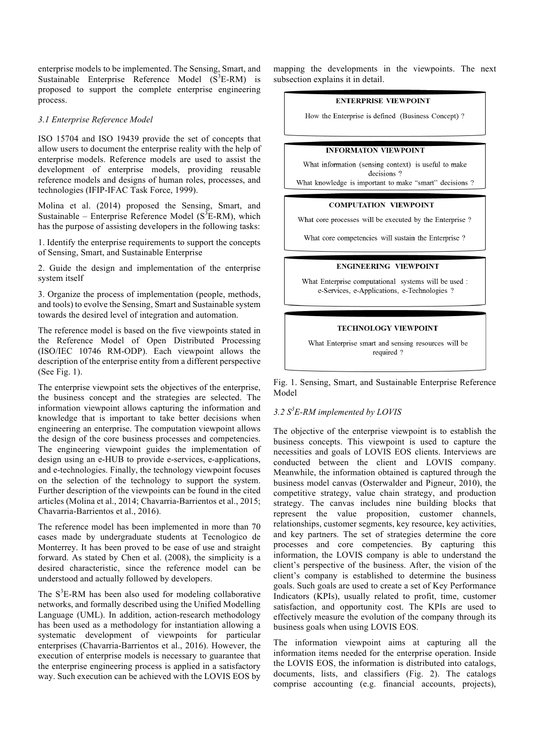enterprise models to be implemented. The Sensing, Smart, and Sustainable Enterprise Reference Model ($S^3$E-RM) is proposed to support the complete enterprise engineering process.

### 3.1 Enterprise Reference Model

ISO 15704 and ISO 19439 provide the set of concepts that allow users to document the enterprise reality with the help of enterprise models. Reference models are used to assist the development of enterprise models, providing reusable reference models and designs of human roles, processes, and technologies (IFIP-IFAC Task Force, 1999).

Molina et al. (2014) proposed the Sensing, Smart, and Sustainable – Enterprise Reference Model ($S^3$E-RM), which has the purpose of assisting developers in the following tasks:

1. Identify the enterprise requirements to support the concepts of Sensing, Smart, and Sustainable Enterprise

2. Guide the design and implementation of the enterprise system itself

3. Organize the process of implementation (people, methods, and tools) to evolve the Sensing, Smart and Sustainable system towards the desired level of integration and automation.

The reference model is based on the five viewpoints stated in the Reference Model of Open Distributed Processing (ISO/IEC 10746 RM-ODP). Each viewpoint allows the description of the enterprise entity from a different perspective (See Fig. 1).

The enterprise viewpoint sets the objectives of the enterprise, the business concept and the strategies are selected. The information viewpoint allows capturing the information and knowledge that is important to take better decisions when engineering an enterprise. The computation viewpoint allows the design of the core business processes and competencies. The engineering viewpoint guides the implementation of design using an e-HUB to provide e-services, e-applications, and e-technologies. Finally, the technology viewpoint focuses on the selection of the technology to support the system. Further description of the viewpoints can be found in the cited articles (Molina et al., 2014; Chavarria-Barrientos et al., 2015; Chavarria-Barrientos et al., 2016).

The reference model has been implemented in more than 70 cases made by undergraduate students at Tecnologico de Monterrey. It has been proved to be ease of use and straight forward. As stated by Chen et al. (2008), the simplicity is a desired characteristic, since the reference model can be understood and actually followed by developers.

The $S^3$E-RM has been also used for modeling collaborative networks, and formally described using the Unified Modelling Language (UML). In addition, action-research methodology has been used as a methodology for instantiation allowing a systematic development of viewpoints for particular enterprises (Chavarria-Barrientos et al., 2016). However, the execution of enterprise models is necessary to guarantee that the enterprise engineering process is applied in a satisfactory way. Such execution can be achieved with the LOVIS EOS by mapping the developments in the viewpoints. The next subsection explains it in detail.

**ENTERPRISE VIEWPOINT**
How the Enterprise is defined (Business Concept) ?

**INFORMATON VIEWPOINT**
What information (sensing context) is useful to make decisions ?
What knowledge is important to make "smart" decisions ?

**COMPUTATION VIEWPOINT**
What core processes will be executed by the Enterprise ?
What core competencies will sustain the Enterprise ?

**ENGINEERING VIEWPOINT**
What Enterprise computational systems will be used : e-Services, e-Applications, e-Technologies ?

**TECHNOLOGY VIEWPOINT**
What Enterprise smart and sensing resources will be required ?

Fig. 1. Sensing, Smart, and Sustainable Enterprise Reference Model

### 3.2 $S^3$E-RM implemented by LOVIS

The objective of the enterprise viewpoint is to establish the business concepts. This viewpoint is used to capture the necessities and goals of LOVIS EOS clients. Interviews are conducted between the client and LOVIS company. Meanwhile, the information obtained is captured through the business model canvas (Osterwalder and Pigneur, 2010), the competitive strategy, value chain strategy, and production strategy. The canvas includes nine building blocks that represent the value proposition, customer channels, relationships, customer segments, key resource, key activities, and key partners. The set of strategies determine the core processes and core competencies. By capturing this information, the LOVIS company is able to understand the client's perspective of the business. After, the vision of the client's company is established to determine the business goals. Such goals are used to create a set of Key Performance Indicators (KPIs), usually related to profit, time, customer satisfaction, and opportunity cost. The KPIs are used to effectively measure the evolution of the company through its business goals when using LOVIS EOS.

The information viewpoint aims at capturing all the information items needed for the enterprise operation. Inside the LOVIS EOS, the information is distributed into catalogs, documents, lists, and classifiers (Fig. 2). The catalogs comprise accounting (e.g. financial accounts, projects),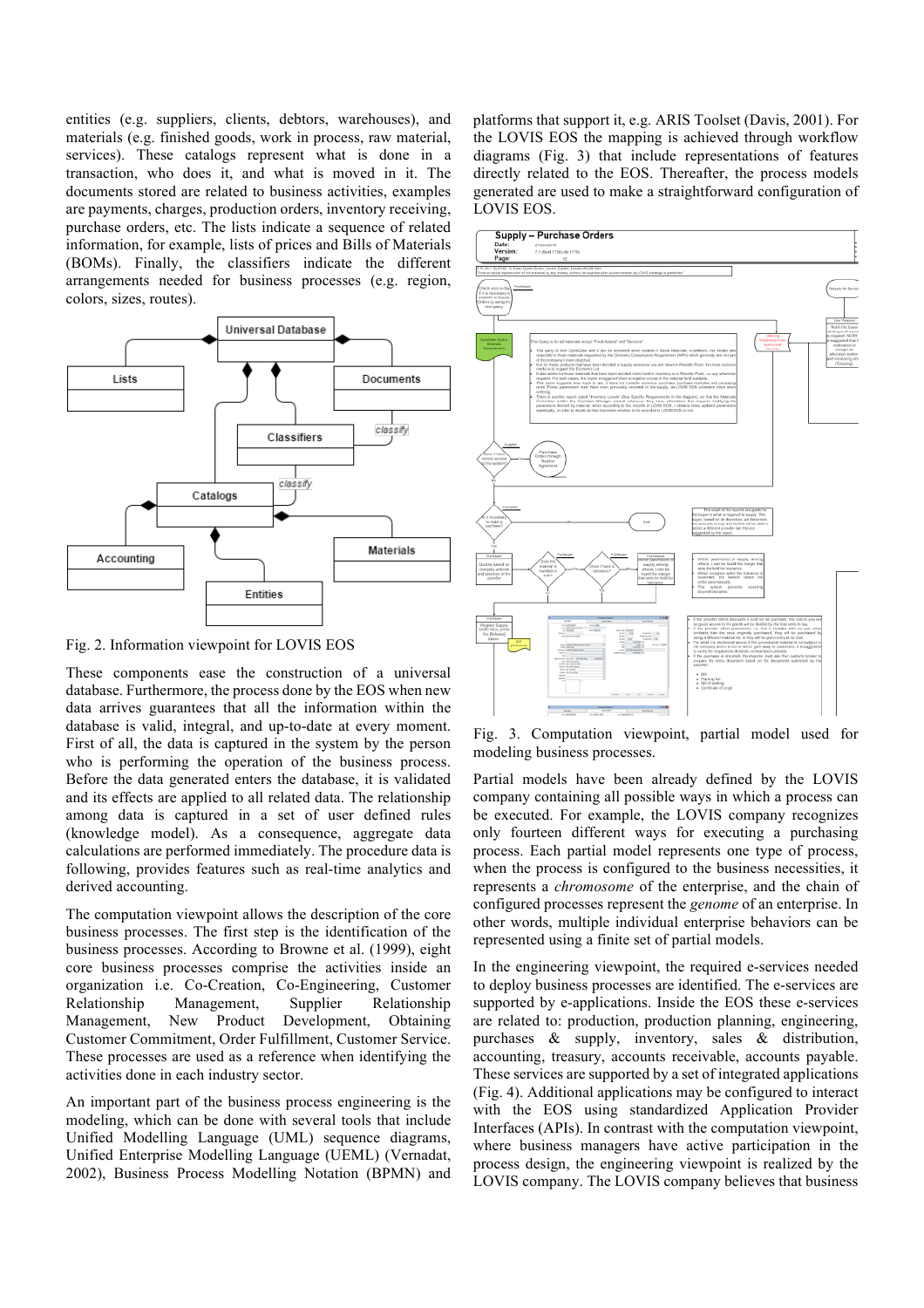entities (e.g. suppliers, clients, debtors, warehouses), and materials (e.g. finished goods, work in process, raw material, services). These catalogs represent what is done in a transaction, who does it, and what is moved in it. The documents stored are related to business activities, examples are payments, charges, production orders, inventory receiving, purchase orders, etc. The lists indicate a sequence of related information, for example, lists of prices and Bills of Materials (BOMs). Finally, the classifiers indicate the different arrangements needed for business processes (e.g. region, colors, sizes, routes).

Fig. 2. Information viewpoint for LOVIS EOS

These components ease the construction of a universal database. Furthermore, the process done by the EOS when new data arrives guarantees that all the information within the database is valid, integral, and up-to-date at every moment. First of all, the data is captured in the system by the person who is performing the operation of the business process. Before the data generated enters the database, it is validated and its effects are applied to all related data. The relationship among data is captured in a set of user defined rules (knowledge model). As a consequence, aggregate data calculations are performed immediately. The procedure data is following, provides features such as real-time analytics and derived accounting.

The computation viewpoint allows the description of the core business processes. The first step is the identification of the business processes. According to Browne et al. (1999), eight core business processes comprise the activities inside an organization i.e. Co-Creation, Co-Engineering, Customer Relationship Management, Supplier Relationship Management, New Product Development, Obtaining Customer Commitment, Order Fulfillment, Customer Service. These processes are used as a reference when identifying the activities done in each industry sector.

An important part of the business process engineering is the modeling, which can be done with several tools that include Unified Modelling Language (UML) sequence diagrams, Unified Enterprise Modelling Language (UEML) (Vernadat, 2002), Business Process Modelling Notation (BPMN) and platforms that support it, e.g. ARIS Toolset (Davis, 2001). For the LOVIS EOS the mapping is achieved through workflow diagrams (Fig. 3) that include representations of features directly related to the EOS. Thereafter, the process models generated are used to make a straightforward configuration of LOVIS EOS.

Fig. 3. Computation viewpoint, partial model used for modeling business processes.

Partial models have been already defined by the LOVIS company containing all possible ways in which a process can be executed. For example, the LOVIS company recognizes only fourteen different ways for executing a purchasing process. Each partial model represents one type of process, when the process is configured to the business necessities, it represents a *chromosome* of the enterprise, and the chain of configured processes represent the *genome* of an enterprise. In other words, multiple individual enterprise behaviors can be represented using a finite set of partial models.

In the engineering viewpoint, the required e-services needed to deploy business processes are identified. The e-services are supported by e-applications. Inside the EOS these e-services are related to: production, production planning, engineering, purchases & supply, inventory, sales & distribution, accounting, treasury, accounts receivable, accounts payable. These services are supported by a set of integrated applications (Fig. 4). Additional applications may be configured to interact with the EOS using standardized Application Provider Interfaces (APIs). In contrast with the computation viewpoint, where business managers have active participation in the process design, the engineering viewpoint is realized by the LOVIS company. The LOVIS company believes that business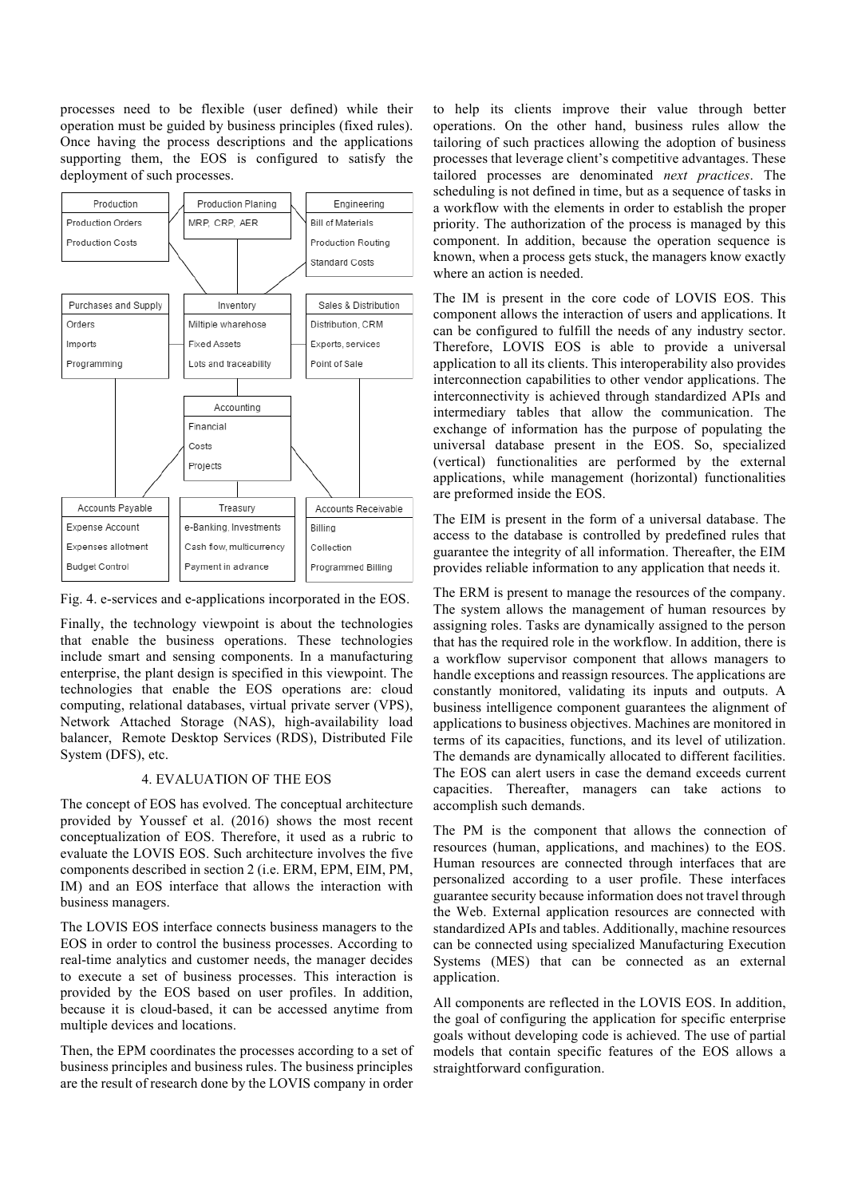processes need to be flexible (user defined) while their operation must be guided by business principles (fixed rules). Once having the process descriptions and the applications supporting them, the EOS is configured to satisfy the deployment of such processes.

| Production | Production Planing | Engineering |
|---|---|---|
| Production Orders | MRP, CRP, AER | Bill of Materials |
| Production Costs | | Production Routing |
| | | Standard Costs |

| Purchases and Supply | Inventory | Sales & Distribution |
|---|---|---|
| Orders | Miltiple wharehose | Distribution, CRM |
| Imports | Fixed Assets | Exports, services |
| Programming | Lots and traceability | Point of Sale |

| Accounting |
|---|
| Financial |
| Costs |
| Projects |

| Accounts Payable | Treasury | Accounts Receivable |
|---|---|---|
| Expense Account | e-Banking, Investments | Billing |
| Expenses allotment | Cash flow, multicurrency | Collection |
| Budget Control | Payment in advance | Programmed Billing |

Fig. 4. e-services and e-applications incorporated in the EOS.

Finally, the technology viewpoint is about the technologies that enable the business operations. These technologies include smart and sensing components. In a manufacturing enterprise, the plant design is specified in this viewpoint. The technologies that enable the EOS operations are: cloud computing, relational databases, virtual private server (VPS), Network Attached Storage (NAS), high-availability load balancer, Remote Desktop Services (RDS), Distributed File System (DFS), etc.

## 4. EVALUATION OF THE EOS

The concept of EOS has evolved. The conceptual architecture provided by Youssef et al. (2016) shows the most recent conceptualization of EOS. Therefore, it used as a rubric to evaluate the LOVIS EOS. Such architecture involves the five components described in section 2 (i.e. ERM, EPM, EIM, PM, IM) and an EOS interface that allows the interaction with business managers.

The LOVIS EOS interface connects business managers to the EOS in order to control the business processes. According to real-time analytics and customer needs, the manager decides to execute a set of business processes. This interaction is provided by the EOS based on user profiles. In addition, because it is cloud-based, it can be accessed anytime from multiple devices and locations.

Then, the EPM coordinates the processes according to a set of business principles and business rules. The business principles are the result of research done by the LOVIS company in order to help its clients improve their value through better operations. On the other hand, business rules allow the tailoring of such practices allowing the adoption of business processes that leverage client's competitive advantages. These tailored processes are denominated *next practices*. The scheduling is not defined in time, but as a sequence of tasks in a workflow with the elements in order to establish the proper priority. The authorization of the process is managed by this component. In addition, because the operation sequence is known, when a process gets stuck, the managers know exactly where an action is needed.

The IM is present in the core code of LOVIS EOS. This component allows the interaction of users and applications. It can be configured to fulfill the needs of any industry sector. Therefore, LOVIS EOS is able to provide a universal application to all its clients. This interoperability also provides interconnection capabilities to other vendor applications. The interconnectivity is achieved through standardized APIs and intermediary tables that allow the communication. The exchange of information has the purpose of populating the universal database present in the EOS. So, specialized (vertical) functionalities are performed by the external applications, while management (horizontal) functionalities are preformed inside the EOS.

The EIM is present in the form of a universal database. The access to the database is controlled by predefined rules that guarantee the integrity of all information. Thereafter, the EIM provides reliable information to any application that needs it.

The ERM is present to manage the resources of the company. The system allows the management of human resources by assigning roles. Tasks are dynamically assigned to the person that has the required role in the workflow. In addition, there is a workflow supervisor component that allows managers to handle exceptions and reassign resources. The applications are constantly monitored, validating its inputs and outputs. A business intelligence component guarantees the alignment of applications to business objectives. Machines are monitored in terms of its capacities, functions, and its level of utilization. The demands are dynamically allocated to different facilities. The EOS can alert users in case the demand exceeds current capacities. Thereafter, managers can take actions to accomplish such demands.

The PM is the component that allows the connection of resources (human, applications, and machines) to the EOS. Human resources are connected through interfaces that are personalized according to a user profile. These interfaces guarantee security because information does not travel through the Web. External application resources are connected with standardized APIs and tables. Additionally, machine resources can be connected using specialized Manufacturing Execution Systems (MES) that can be connected as an external application.

All components are reflected in the LOVIS EOS. In addition, the goal of configuring the application for specific enterprise goals without developing code is achieved. The use of partial models that contain specific features of the EOS allows a straightforward configuration.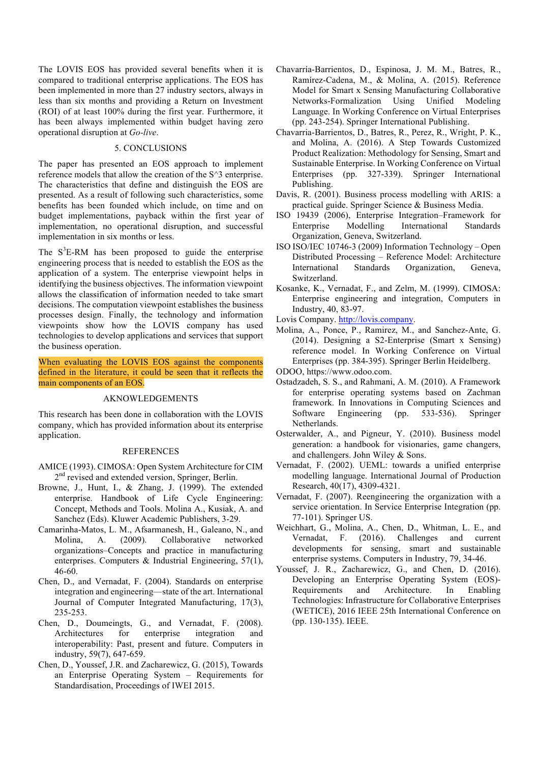The LOVIS EOS has provided several benefits when it is compared to traditional enterprise applications. The EOS has been implemented in more than 27 industry sectors, always in less than six months and providing a Return on Investment (ROI) of at least 100% during the first year. Furthermore, it has been always implemented within budget having zero operational disruption at *Go-live*.

## 5. CONCLUSIONS

The paper has presented an EOS approach to implement reference models that allow the creation of the S^3 enterprise. The characteristics that define and distinguish the EOS are presented. As a result of following such characteristics, some benefits has been founded which include, on time and on budget implementations, payback within the first year of implementation, no operational disruption, and successful implementation in six months or less.

The $S^3$E-RM has been proposed to guide the enterprise engineering process that is needed to establish the EOS as the application of a system. The enterprise viewpoint helps in identifying the business objectives. The information viewpoint allows the classification of information needed to take smart decisions. The computation viewpoint establishes the business processes design. Finally, the technology and information viewpoints show how the LOVIS company has used technologies to develop applications and services that support the business operation.

When evaluating the LOVIS EOS against the components defined in the literature, it could be seen that it reflects the main components of an EOS.

## AKNOWLEDGEMENTS

This research has been done in collaboration with the LOVIS company, which has provided information about its enterprise application.

## REFERENCES

AMICE (1993). CIMOSA: Open System Architecture for CIM 2nd revised and extended version, Springer, Berlin.

Browne, J., Hunt, I., & Zhang, J. (1999). The extended enterprise. Handbook of Life Cycle Engineering: Concept, Methods and Tools. Molina A., Kusiak, A. and Sanchez (Eds). Kluwer Academic Publishers, 3-29.

Camarinha-Matos, L. M., Afsarmanesh, H., Galeano, N., and Molina, A. (2009). Collaborative networked organizations–Concepts and practice in manufacturing enterprises. Computers & Industrial Engineering, 57(1), 46-60.

Chen, D., and Vernadat, F. (2004). Standards on enterprise integration and engineering—state of the art. International Journal of Computer Integrated Manufacturing, 17(3), 235-253.

Chen, D., Doumeingts, G., and Vernadat, F. (2008). Architectures for enterprise integration and interoperability: Past, present and future. Computers in industry, 59(7), 647-659.

Chen, D., Youssef, J.R. and Zacharewicz, G. (2015), Towards an Enterprise Operating System – Requirements for Standardisation, Proceedings of IWEI 2015.

Chavarría-Barrientos, D., Espinosa, J. M. M., Batres, R., Ramírez-Cadena, M., & Molina, A. (2015). Reference Model for Smart x Sensing Manufacturing Collaborative Networks-Formalization Using Unified Modeling Language. In Working Conference on Virtual Enterprises (pp. 243-254). Springer International Publishing.

Chavarria-Barrientos, D., Batres, R., Perez, R., Wright, P. K., and Molina, A. (2016). A Step Towards Customized Product Realization: Methodology for Sensing, Smart and Sustainable Enterprise. In Working Conference on Virtual Enterprises (pp. 327-339). Springer International Publishing.

Davis, R. (2001). Business process modelling with ARIS: a practical guide. Springer Science & Business Media.

ISO 19439 (2006), Enterprise Integration–Framework for Enterprise Modelling International Standards Organization, Geneva, Switzerland.

ISO ISO/IEC 10746-3 (2009) Information Technology – Open Distributed Processing – Reference Model: Architecture International Standards Organization, Geneva, Switzerland.

Kosanke, K., Vernadat, F., and Zelm, M. (1999). CIMOSA: Enterprise engineering and integration, Computers in Industry, 40, 83-97.

Lovis Company. http://lovis.company.

Molina, A., Ponce, P., Ramirez, M., and Sanchez-Ante, G. (2014). Designing a S2-Enterprise (Smart x Sensing) reference model. In Working Conference on Virtual Enterprises (pp. 384-395). Springer Berlin Heidelberg.

ODOO, https://www.odoo.com.

Ostadzadeh, S. S., and Rahmani, A. M. (2010). A Framework for enterprise operating systems based on Zachman framework. In Innovations in Computing Sciences and Software Engineering (pp. 533-536). Springer Netherlands.

Osterwalder, A., and Pigneur, Y. (2010). Business model generation: a handbook for visionaries, game changers, and challengers. John Wiley & Sons.

Vernadat, F. (2002). UEML: towards a unified enterprise modelling language. International Journal of Production Research, 40(17), 4309-4321.

Vernadat, F. (2007). Reengineering the organization with a service orientation. In Service Enterprise Integration (pp. 77-101). Springer US.

Weichhart, G., Molina, A., Chen, D., Whitman, L. E., and Vernadat, F. (2016). Challenges and current developments for sensing, smart and sustainable enterprise systems. Computers in Industry, 79, 34-46.

Youssef, J. R., Zacharewicz, G., and Chen, D. (2016). Developing an Enterprise Operating System (EOS)-Requirements and Architecture. In Enabling Technologies: Infrastructure for Collaborative Enterprises (WETICE), 2016 IEEE 25th International Conference on (pp. 130-135). IEEE.